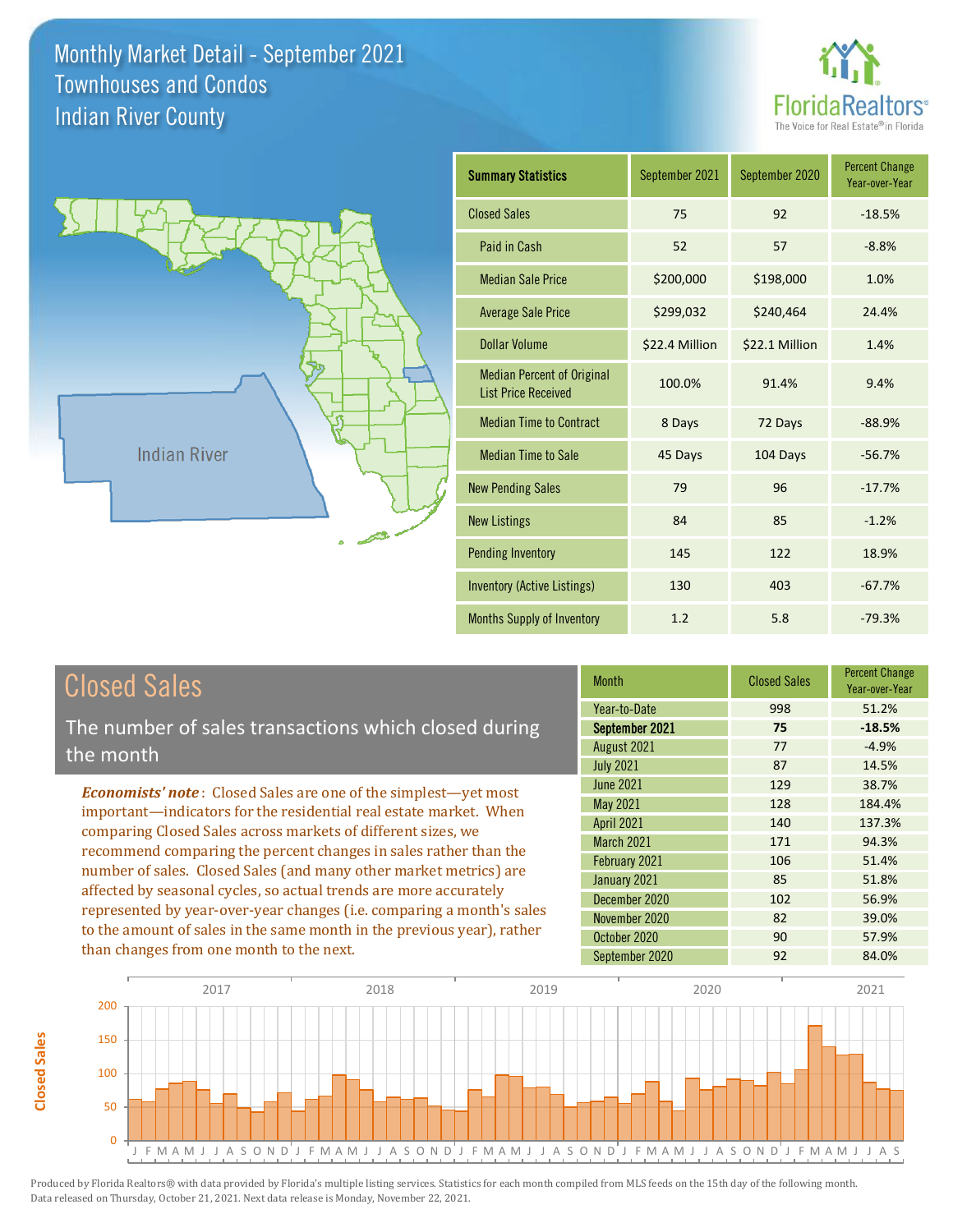# Monthly Market Detail - September 2021
## Townhouses and Condos
## Indian River County

FloridaRealtors® The Voice for Real Estate® in Florida

Indian River

| Summary Statistics | September 2021 | September 2020 | Percent Change Year-over-Year |
|---|---|---|---|
| Closed Sales | 75 | 92 | -18.5% |
| Paid in Cash | 52 | 57 | -8.8% |
| Median Sale Price | $200,000 | $198,000 | 1.0% |
| Average Sale Price | $299,032 | $240,464 | 24.4% |
| Dollar Volume | $22.4 Million | $22.1 Million | 1.4% |
| Median Percent of Original List Price Received | 100.0% | 91.4% | 9.4% |
| Median Time to Contract | 8 Days | 72 Days | -88.9% |
| Median Time to Sale | 45 Days | 104 Days | -56.7% |
| New Pending Sales | 79 | 96 | -17.7% |
| New Listings | 84 | 85 | -1.2% |
| Pending Inventory | 145 | 122 | 18.9% |
| Inventory (Active Listings) | 130 | 403 | -67.7% |
| Months Supply of Inventory | 1.2 | 5.8 | -79.3% |

## Closed Sales

The number of sales transactions which closed during the month

***Economists' note***: Closed Sales are one of the simplest—yet most important—indicators for the residential real estate market. When comparing Closed Sales across markets of different sizes, we recommend comparing the percent changes in sales rather than the number of sales. Closed Sales (and many other market metrics) are affected by seasonal cycles, so actual trends are more accurately represented by year-over-year changes (i.e. comparing a month's sales to the amount of sales in the same month in the previous year), rather than changes from one month to the next.

| Month | Closed Sales | Percent Change Year-over-Year |
|---|---|---|
| Year-to-Date | 998 | 51.2% |
| **September 2021** | **75** | **-18.5%** |
| August 2021 | 77 | -4.9% |
| July 2021 | 87 | 14.5% |
| June 2021 | 129 | 38.7% |
| May 2021 | 128 | 184.4% |
| April 2021 | 140 | 137.3% |
| March 2021 | 171 | 94.3% |
| February 2021 | 106 | 51.4% |
| January 2021 | 85 | 51.8% |
| December 2020 | 102 | 56.9% |
| November 2020 | 82 | 39.0% |
| October 2020 | 90 | 57.9% |
| September 2020 | 92 | 84.0% |

Produced by Florida Realtors® with data provided by Florida's multiple listing services. Statistics for each month compiled from MLS feeds on the 15th day of the following month. Data released on Thursday, October 21, 2021. Next data release is Monday, November 22, 2021.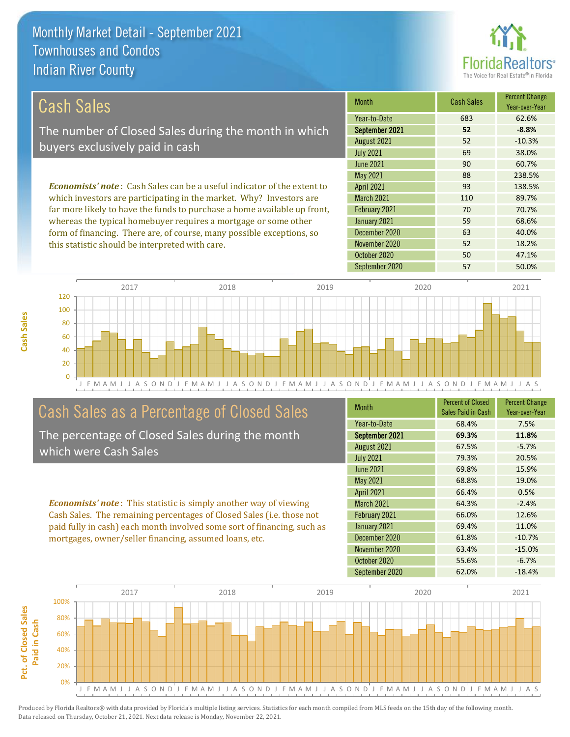# Monthly Market Detail - September 2021
## Townhouses and Condos
## Indian River County

## Cash Sales

The number of Closed Sales during the month in which buyers exclusively paid in cash

***Economists' note***: Cash Sales can be a useful indicator of the extent to which investors are participating in the market. Why? Investors are far more likely to have the funds to purchase a home available up front, whereas the typical homebuyer requires a mortgage or some other form of financing. There are, of course, many possible exceptions, so this statistic should be interpreted with care.

| Month | Cash Sales | Percent Change Year-over-Year |
|---|---|---|
| Year-to-Date | 683 | 62.6% |
| **September 2021** | **52** | **-8.8%** |
| August 2021 | 52 | -10.3% |
| July 2021 | 69 | 38.0% |
| June 2021 | 90 | 60.7% |
| May 2021 | 88 | 238.5% |
| April 2021 | 93 | 138.5% |
| March 2021 | 110 | 89.7% |
| February 2021 | 70 | 70.7% |
| January 2021 | 59 | 68.6% |
| December 2020 | 63 | 40.0% |
| November 2020 | 52 | 18.2% |
| October 2020 | 50 | 47.1% |
| September 2020 | 57 | 50.0% |

## Cash Sales as a Percentage of Closed Sales

The percentage of Closed Sales during the month which were Cash Sales

***Economists' note***: This statistic is simply another way of viewing Cash Sales. The remaining percentages of Closed Sales (i.e. those not paid fully in cash) each month involved some sort of financing, such as mortgages, owner/seller financing, assumed loans, etc.

| Month | Percent of Closed Sales Paid in Cash | Percent Change Year-over-Year |
|---|---|---|
| Year-to-Date | 68.4% | 7.5% |
| **September 2021** | **69.3%** | **11.8%** |
| August 2021 | 67.5% | -5.7% |
| July 2021 | 79.3% | 20.5% |
| June 2021 | 69.8% | 15.9% |
| May 2021 | 68.8% | 19.0% |
| April 2021 | 66.4% | 0.5% |
| March 2021 | 64.3% | -2.4% |
| February 2021 | 66.0% | 12.6% |
| January 2021 | 69.4% | 11.0% |
| December 2020 | 61.8% | -10.7% |
| November 2020 | 63.4% | -15.0% |
| October 2020 | 55.6% | -6.7% |
| September 2020 | 62.0% | -18.4% |

Produced by Florida Realtors® with data provided by Florida's multiple listing services. Statistics for each month compiled from MLS feeds on the 15th day of the following month. Data released on Thursday, October 21, 2021. Next data release is Monday, November 22, 2021.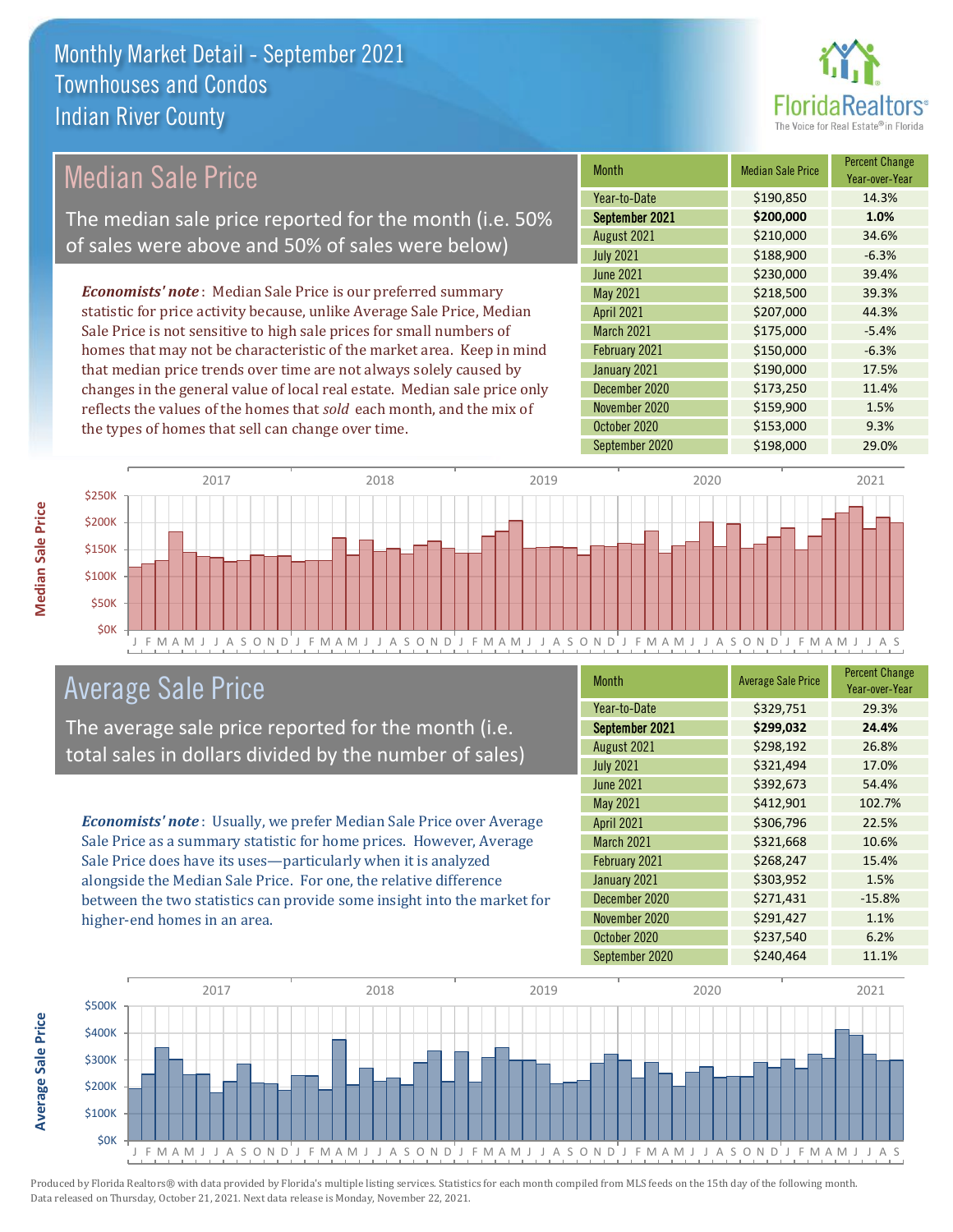# Monthly Market Detail - September 2021
## Townhouses and Condos
## Indian River County

## Median Sale Price

The median sale price reported for the month (i.e. 50% of sales were above and 50% of sales were below)

*Economists' note*: Median Sale Price is our preferred summary statistic for price activity because, unlike Average Sale Price, Median Sale Price is not sensitive to high sale prices for small numbers of homes that may not be characteristic of the market area. Keep in mind that median price trends over time are not always solely caused by changes in the general value of local real estate. Median sale price only reflects the values of the homes that *sold* each month, and the mix of the types of homes that sell can change over time.

| Month | Median Sale Price | Percent Change Year-over-Year |
|---|---|---|
| Year-to-Date | $190,850 | 14.3% |
| **September 2021** | **$200,000** | **1.0%** |
| August 2021 | $210,000 | 34.6% |
| July 2021 | $188,900 | -6.3% |
| June 2021 | $230,000 | 39.4% |
| May 2021 | $218,500 | 39.3% |
| April 2021 | $207,000 | 44.3% |
| March 2021 | $175,000 | -5.4% |
| February 2021 | $150,000 | -6.3% |
| January 2021 | $190,000 | 17.5% |
| December 2020 | $173,250 | 11.4% |
| November 2020 | $159,900 | 1.5% |
| October 2020 | $153,000 | 9.3% |
| September 2020 | $198,000 | 29.0% |

## Average Sale Price

The average sale price reported for the month (i.e. total sales in dollars divided by the number of sales)

*Economists' note*: Usually, we prefer Median Sale Price over Average Sale Price as a summary statistic for home prices. However, Average Sale Price does have its uses—particularly when it is analyzed alongside the Median Sale Price. For one, the relative difference between the two statistics can provide some insight into the market for higher-end homes in an area.

| Month | Average Sale Price | Percent Change Year-over-Year |
|---|---|---|
| Year-to-Date | $329,751 | 29.3% |
| **September 2021** | **$299,032** | **24.4%** |
| August 2021 | $298,192 | 26.8% |
| July 2021 | $321,494 | 17.0% |
| June 2021 | $392,673 | 54.4% |
| May 2021 | $412,901 | 102.7% |
| April 2021 | $306,796 | 22.5% |
| March 2021 | $321,668 | 10.6% |
| February 2021 | $268,247 | 15.4% |
| January 2021 | $303,952 | 1.5% |
| December 2020 | $271,431 | -15.8% |
| November 2020 | $291,427 | 1.1% |
| October 2020 | $237,540 | 6.2% |
| September 2020 | $240,464 | 11.1% |

Produced by Florida Realtors® with data provided by Florida's multiple listing services. Statistics for each month compiled from MLS feeds on the 15th day of the following month. Data released on Thursday, October 21, 2021. Next data release is Monday, November 22, 2021.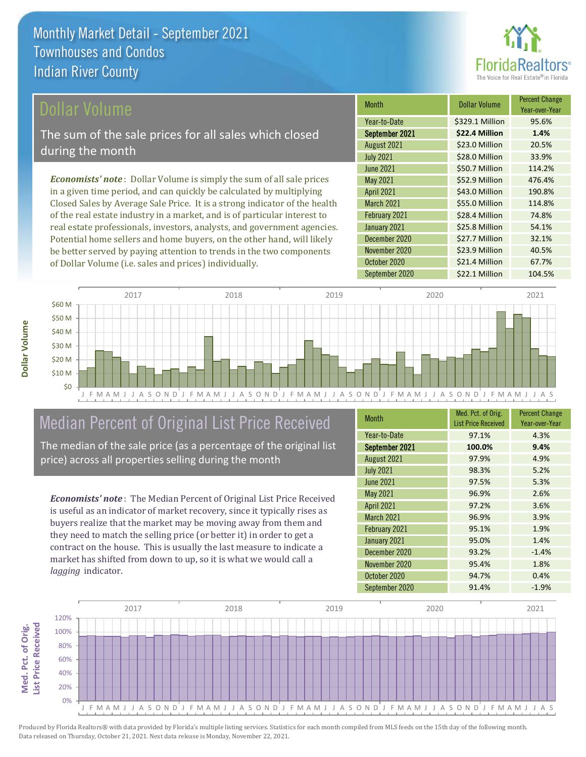# Monthly Market Detail - September 2021
## Townhouses and Condos
## Indian River County

## Dollar Volume

The sum of the sale prices for all sales which closed during the month

*Economists' note*: Dollar Volume is simply the sum of all sale prices in a given time period, and can quickly be calculated by multiplying Closed Sales by Average Sale Price. It is a strong indicator of the health of the real estate industry in a market, and is of particular interest to real estate professionals, investors, analysts, and government agencies. Potential home sellers and home buyers, on the other hand, will likely be better served by paying attention to trends in the two components of Dollar Volume (i.e. sales and prices) individually.

| Month | Dollar Volume | Percent Change Year-over-Year |
|---|---|---|
| Year-to-Date | $329.1 Million | 95.6% |
| **September 2021** | **$22.4 Million** | **1.4%** |
| August 2021 | $23.0 Million | 20.5% |
| July 2021 | $28.0 Million | 33.9% |
| June 2021 | $50.7 Million | 114.2% |
| May 2021 | $52.9 Million | 476.4% |
| April 2021 | $43.0 Million | 190.8% |
| March 2021 | $55.0 Million | 114.8% |
| February 2021 | $28.4 Million | 74.8% |
| January 2021 | $25.8 Million | 54.1% |
| December 2020 | $27.7 Million | 32.1% |
| November 2020 | $23.9 Million | 40.5% |
| October 2020 | $21.4 Million | 67.7% |
| September 2020 | $22.1 Million | 104.5% |

## Median Percent of Original List Price Received

The median of the sale price (as a percentage of the original list price) across all properties selling during the month

*Economists' note*: The Median Percent of Original List Price Received is useful as an indicator of market recovery, since it typically rises as buyers realize that the market may be moving away from them and they need to match the selling price (or better it) in order to get a contract on the house. This is usually the last measure to indicate a market has shifted from down to up, so it is what we would call a *lagging* indicator.

| Month | Med. Pct. of Orig. List Price Received | Percent Change Year-over-Year |
|---|---|---|
| Year-to-Date | 97.1% | 4.3% |
| **September 2021** | **100.0%** | **9.4%** |
| August 2021 | 97.9% | 4.9% |
| July 2021 | 98.3% | 5.2% |
| June 2021 | 97.5% | 5.3% |
| May 2021 | 96.9% | 2.6% |
| April 2021 | 97.2% | 3.6% |
| March 2021 | 96.9% | 3.9% |
| February 2021 | 95.1% | 1.9% |
| January 2021 | 95.0% | 1.4% |
| December 2020 | 93.2% | -1.4% |
| November 2020 | 95.4% | 1.8% |
| October 2020 | 94.7% | 0.4% |
| September 2020 | 91.4% | -1.9% |

Produced by Florida Realtors® with data provided by Florida's multiple listing services. Statistics for each month compiled from MLS feeds on the 15th day of the following month. Data released on Thursday, October 21, 2021. Next data release is Monday, November 22, 2021.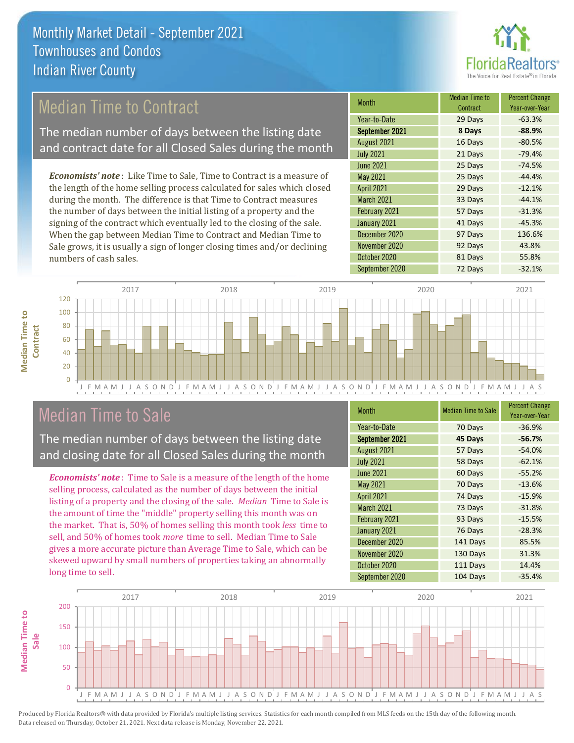# Monthly Market Detail - September 2021
## Townhouses and Condos
## Indian River County

## Median Time to Contract

The median number of days between the listing date and contract date for all Closed Sales during the month

*Economists' note*: Like Time to Sale, Time to Contract is a measure of the length of the home selling process calculated for sales which closed during the month. The difference is that Time to Contract measures the number of days between the initial listing of a property and the signing of the contract which eventually led to the closing of the sale. When the gap between Median Time to Contract and Median Time to Sale grows, it is usually a sign of longer closing times and/or declining numbers of cash sales.

| Month | Median Time to Contract | Percent Change Year-over-Year |
|---|---|---|
| Year-to-Date | 29 Days | -63.3% |
| **September 2021** | **8 Days** | **-88.9%** |
| August 2021 | 16 Days | -80.5% |
| July 2021 | 21 Days | -79.4% |
| June 2021 | 25 Days | -74.5% |
| May 2021 | 25 Days | -44.4% |
| April 2021 | 29 Days | -12.1% |
| March 2021 | 33 Days | -44.1% |
| February 2021 | 57 Days | -31.3% |
| January 2021 | 41 Days | -45.3% |
| December 2020 | 97 Days | 136.6% |
| November 2020 | 92 Days | 43.8% |
| October 2020 | 81 Days | 55.8% |
| September 2020 | 72 Days | -32.1% |

## Median Time to Sale

The median number of days between the listing date and closing date for all Closed Sales during the month

*Economists' note*: Time to Sale is a measure of the length of the home selling process, calculated as the number of days between the initial listing of a property and the closing of the sale. *Median* Time to Sale is the amount of time the "middle" property selling this month was on the market. That is, 50% of homes selling this month took *less* time to sell, and 50% of homes took *more* time to sell. Median Time to Sale gives a more accurate picture than Average Time to Sale, which can be skewed upward by small numbers of properties taking an abnormally long time to sell.

| Month | Median Time to Sale | Percent Change Year-over-Year |
|---|---|---|
| Year-to-Date | 70 Days | -36.9% |
| **September 2021** | **45 Days** | **-56.7%** |
| August 2021 | 57 Days | -54.0% |
| July 2021 | 58 Days | -62.1% |
| June 2021 | 60 Days | -55.2% |
| May 2021 | 70 Days | -13.6% |
| April 2021 | 74 Days | -15.9% |
| March 2021 | 73 Days | -31.8% |
| February 2021 | 93 Days | -15.5% |
| January 2021 | 76 Days | -28.3% |
| December 2020 | 141 Days | 85.5% |
| November 2020 | 130 Days | 31.3% |
| October 2020 | 111 Days | 14.4% |
| September 2020 | 104 Days | -35.4% |

Produced by Florida Realtors® with data provided by Florida's multiple listing services. Statistics for each month compiled from MLS feeds on the 15th day of the following month. Data released on Thursday, October 21, 2021. Next data release is Monday, November 22, 2021.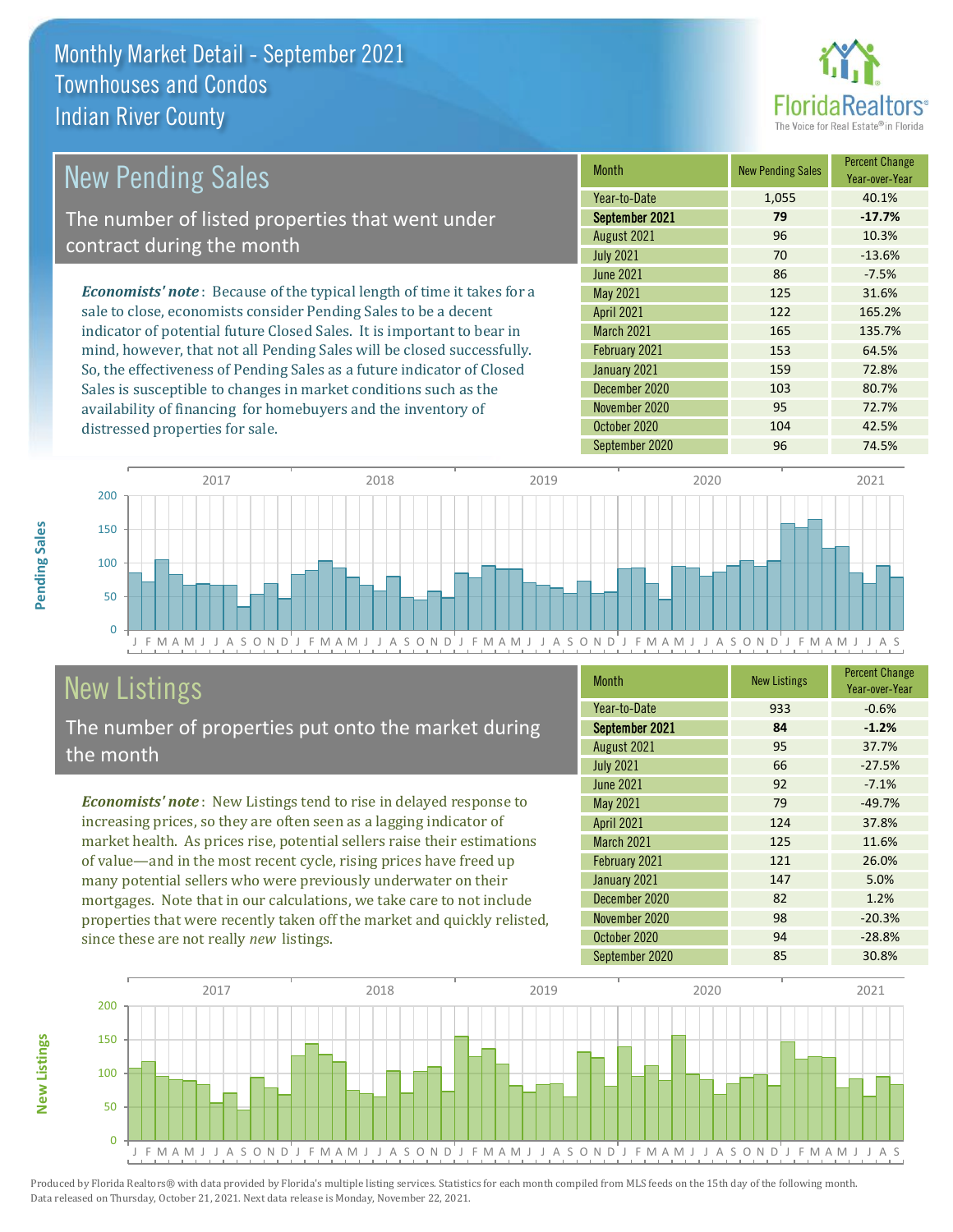# Monthly Market Detail - September 2021
## Townhouses and Condos
## Indian River County

## New Pending Sales

The number of listed properties that went under contract during the month

***Economists' note***: Because of the typical length of time it takes for a sale to close, economists consider Pending Sales to be a decent indicator of potential future Closed Sales. It is important to bear in mind, however, that not all Pending Sales will be closed successfully. So, the effectiveness of Pending Sales as a future indicator of Closed Sales is susceptible to changes in market conditions such as the availability of financing for homebuyers and the inventory of distressed properties for sale.

| Month | New Pending Sales | Percent Change Year-over-Year |
|---|---|---|
| Year-to-Date | 1,055 | 40.1% |
| **September 2021** | **79** | **-17.7%** |
| August 2021 | 96 | 10.3% |
| July 2021 | 70 | -13.6% |
| June 2021 | 86 | -7.5% |
| May 2021 | 125 | 31.6% |
| April 2021 | 122 | 165.2% |
| March 2021 | 165 | 135.7% |
| February 2021 | 153 | 64.5% |
| January 2021 | 159 | 72.8% |
| December 2020 | 103 | 80.7% |
| November 2020 | 95 | 72.7% |
| October 2020 | 104 | 42.5% |
| September 2020 | 96 | 74.5% |

## New Listings

The number of properties put onto the market during the month

***Economists' note***: New Listings tend to rise in delayed response to increasing prices, so they are often seen as a lagging indicator of market health. As prices rise, potential sellers raise their estimations of value—and in the most recent cycle, rising prices have freed up many potential sellers who were previously underwater on their mortgages. Note that in our calculations, we take care to not include properties that were recently taken off the market and quickly relisted, since these are not really *new* listings.

| Month | New Listings | Percent Change Year-over-Year |
|---|---|---|
| Year-to-Date | 933 | -0.6% |
| **September 2021** | **84** | **-1.2%** |
| August 2021 | 95 | 37.7% |
| July 2021 | 66 | -27.5% |
| June 2021 | 92 | -7.1% |
| May 2021 | 79 | -49.7% |
| April 2021 | 124 | 37.8% |
| March 2021 | 125 | 11.6% |
| February 2021 | 121 | 26.0% |
| January 2021 | 147 | 5.0% |
| December 2020 | 82 | 1.2% |
| November 2020 | 98 | -20.3% |
| October 2020 | 94 | -28.8% |
| September 2020 | 85 | 30.8% |

Produced by Florida Realtors® with data provided by Florida's multiple listing services. Statistics for each month compiled from MLS feeds on the 15th day of the following month. Data released on Thursday, October 21, 2021. Next data release is Monday, November 22, 2021.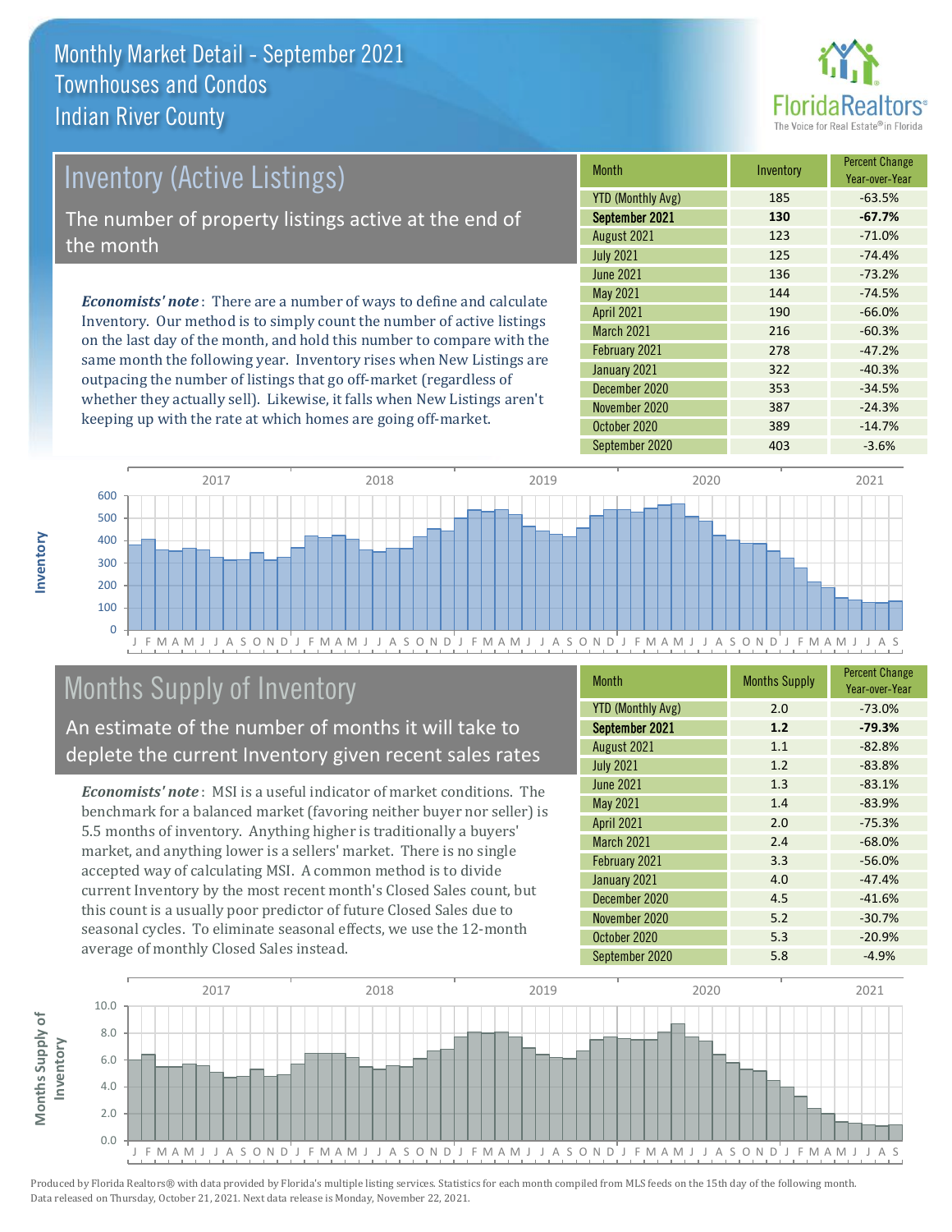# Monthly Market Detail - September 2021
## Townhouses and Condos
## Indian River County

## Inventory (Active Listings)

The number of property listings active at the end of the month

***Economists' note***: There are a number of ways to define and calculate Inventory. Our method is to simply count the number of active listings on the last day of the month, and hold this number to compare with the same month the following year. Inventory rises when New Listings are outpacing the number of listings that go off-market (regardless of whether they actually sell). Likewise, it falls when New Listings aren't keeping up with the rate at which homes are going off-market.

| Month | Inventory | Percent Change Year-over-Year |
|---|---|---|
| YTD (Monthly Avg) | 185 | -63.5% |
| **September 2021** | **130** | **-67.7%** |
| August 2021 | 123 | -71.0% |
| July 2021 | 125 | -74.4% |
| June 2021 | 136 | -73.2% |
| May 2021 | 144 | -74.5% |
| April 2021 | 190 | -66.0% |
| March 2021 | 216 | -60.3% |
| February 2021 | 278 | -47.2% |
| January 2021 | 322 | -40.3% |
| December 2020 | 353 | -34.5% |
| November 2020 | 387 | -24.3% |
| October 2020 | 389 | -14.7% |
| September 2020 | 403 | -3.6% |

## Months Supply of Inventory

An estimate of the number of months it will take to deplete the current Inventory given recent sales rates

***Economists' note***: MSI is a useful indicator of market conditions. The benchmark for a balanced market (favoring neither buyer nor seller) is 5.5 months of inventory. Anything higher is traditionally a buyers' market, and anything lower is a sellers' market. There is no single accepted way of calculating MSI. A common method is to divide current Inventory by the most recent month's Closed Sales count, but this count is a usually poor predictor of future Closed Sales due to seasonal cycles. To eliminate seasonal effects, we use the 12-month average of monthly Closed Sales instead.

| Month | Months Supply | Percent Change Year-over-Year |
|---|---|---|
| YTD (Monthly Avg) | 2.0 | -73.0% |
| **September 2021** | **1.2** | **-79.3%** |
| August 2021 | 1.1 | -82.8% |
| July 2021 | 1.2 | -83.8% |
| June 2021 | 1.3 | -83.1% |
| May 2021 | 1.4 | -83.9% |
| April 2021 | 2.0 | -75.3% |
| March 2021 | 2.4 | -68.0% |
| February 2021 | 3.3 | -56.0% |
| January 2021 | 4.0 | -47.4% |
| December 2020 | 4.5 | -41.6% |
| November 2020 | 5.2 | -30.7% |
| October 2020 | 5.3 | -20.9% |
| September 2020 | 5.8 | -4.9% |

Produced by Florida Realtors® with data provided by Florida's multiple listing services. Statistics for each month compiled from MLS feeds on the 15th day of the following month. Data released on Thursday, October 21, 2021. Next data release is Monday, November 22, 2021.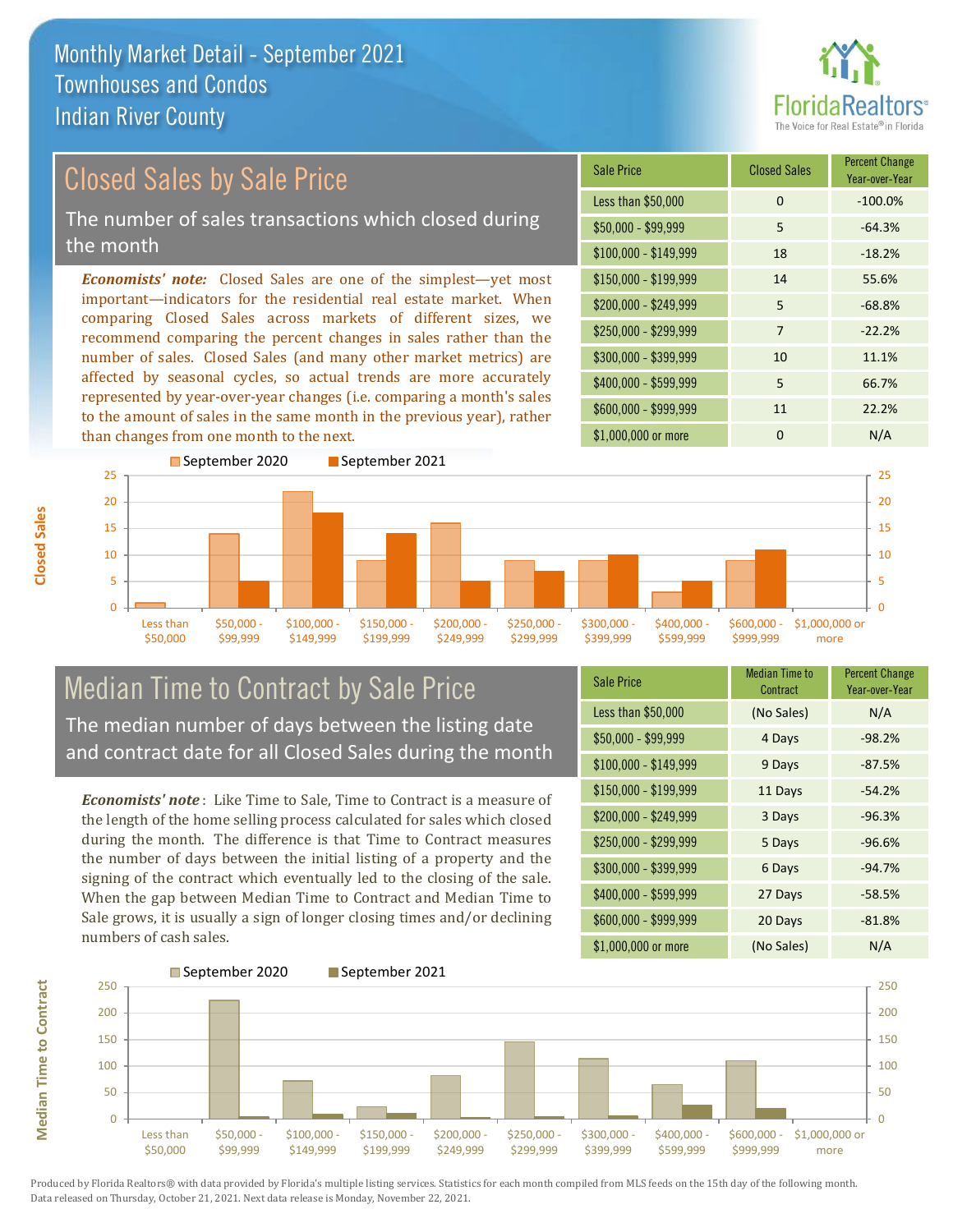# Monthly Market Detail - September 2021
## Townhouses and Condos
## Indian River County

## Closed Sales by Sale Price

The number of sales transactions which closed during the month

*Economists' note:* Closed Sales are one of the simplest—yet most important—indicators for the residential real estate market. When comparing Closed Sales across markets of different sizes, we recommend comparing the percent changes in sales rather than the number of sales. Closed Sales (and many other market metrics) are affected by seasonal cycles, so actual trends are more accurately represented by year-over-year changes (i.e. comparing a month's sales to the amount of sales in the same month in the previous year), rather than changes from one month to the next.

| Sale Price | Closed Sales | Percent Change Year-over-Year |
|---|---|---|
| Less than $50,000 | 0 | -100.0% |
| $50,000 - $99,999 | 5 | -64.3% |
| $100,000 - $149,999 | 18 | -18.2% |
| $150,000 - $199,999 | 14 | 55.6% |
| $200,000 - $249,999 | 5 | -68.8% |
| $250,000 - $299,999 | 7 | -22.2% |
| $300,000 - $399,999 | 10 | 11.1% |
| $400,000 - $599,999 | 5 | 66.7% |
| $600,000 - $999,999 | 11 | 22.2% |
| $1,000,000 or more | 0 | N/A |

## Median Time to Contract by Sale Price

The median number of days between the listing date and contract date for all Closed Sales during the month

*Economists' note*: Like Time to Sale, Time to Contract is a measure of the length of the home selling process calculated for sales which closed during the month. The difference is that Time to Contract measures the number of days between the initial listing of a property and the signing of the contract which eventually led to the closing of the sale. When the gap between Median Time to Contract and Median Time to Sale grows, it is usually a sign of longer closing times and/or declining numbers of cash sales.

| Sale Price | Median Time to Contract | Percent Change Year-over-Year |
|---|---|---|
| Less than $50,000 | (No Sales) | N/A |
| $50,000 - $99,999 | 4 Days | -98.2% |
| $100,000 - $149,999 | 9 Days | -87.5% |
| $150,000 - $199,999 | 11 Days | -54.2% |
| $200,000 - $249,999 | 3 Days | -96.3% |
| $250,000 - $299,999 | 5 Days | -96.6% |
| $300,000 - $399,999 | 6 Days | -94.7% |
| $400,000 - $599,999 | 27 Days | -58.5% |
| $600,000 - $999,999 | 20 Days | -81.8% |
| $1,000,000 or more | (No Sales) | N/A |

Produced by Florida Realtors® with data provided by Florida's multiple listing services. Statistics for each month compiled from MLS feeds on the 15th day of the following month. Data released on Thursday, October 21, 2021. Next data release is Monday, November 22, 2021.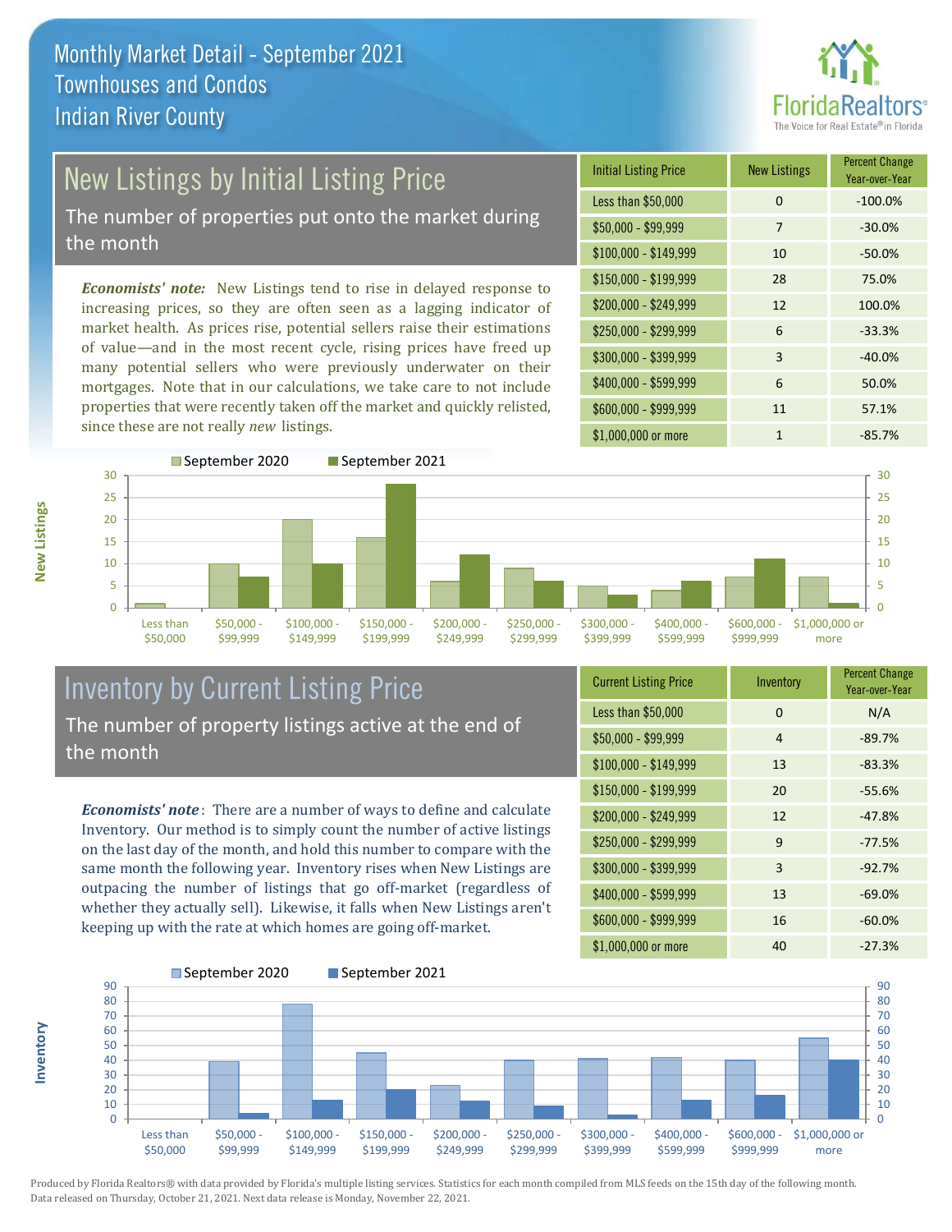# Monthly Market Detail - September 2021
## Townhouses and Condos
## Indian River County

## New Listings by Initial Listing Price

The number of properties put onto the market during the month

*Economists' note:* New Listings tend to rise in delayed response to increasing prices, so they are often seen as a lagging indicator of market health. As prices rise, potential sellers raise their estimations of value—and in the most recent cycle, rising prices have freed up many potential sellers who were previously underwater on their mortgages. Note that in our calculations, we take care to not include properties that were recently taken off the market and quickly relisted, since these are not really *new* listings.

| Initial Listing Price | New Listings | Percent Change Year-over-Year |
|---|---|---|
| Less than $50,000 | 0 | -100.0% |
| $50,000 - $99,999 | 7 | -30.0% |
| $100,000 - $149,999 | 10 | -50.0% |
| $150,000 - $199,999 | 28 | 75.0% |
| $200,000 - $249,999 | 12 | 100.0% |
| $250,000 - $299,999 | 6 | -33.3% |
| $300,000 - $399,999 | 3 | -40.0% |
| $400,000 - $599,999 | 6 | 50.0% |
| $600,000 - $999,999 | 11 | 57.1% |
| $1,000,000 or more | 1 | -85.7% |

## Inventory by Current Listing Price

The number of property listings active at the end of the month

*Economists' note*: There are a number of ways to define and calculate Inventory. Our method is to simply count the number of active listings on the last day of the month, and hold this number to compare with the same month the following year. Inventory rises when New Listings are outpacing the number of listings that go off-market (regardless of whether they actually sell). Likewise, it falls when New Listings aren't keeping up with the rate at which homes are going off-market.

| Current Listing Price | Inventory | Percent Change Year-over-Year |
|---|---|---|
| Less than $50,000 | 0 | N/A |
| $50,000 - $99,999 | 4 | -89.7% |
| $100,000 - $149,999 | 13 | -83.3% |
| $150,000 - $199,999 | 20 | -55.6% |
| $200,000 - $249,999 | 12 | -47.8% |
| $250,000 - $299,999 | 9 | -77.5% |
| $300,000 - $399,999 | 3 | -92.7% |
| $400,000 - $599,999 | 13 | -69.0% |
| $600,000 - $999,999 | 16 | -60.0% |
| $1,000,000 or more | 40 | -27.3% |

Produced by Florida Realtors® with data provided by Florida's multiple listing services. Statistics for each month compiled from MLS feeds on the 15th day of the following month. Data released on Thursday, October 21, 2021. Next data release is Monday, November 22, 2021.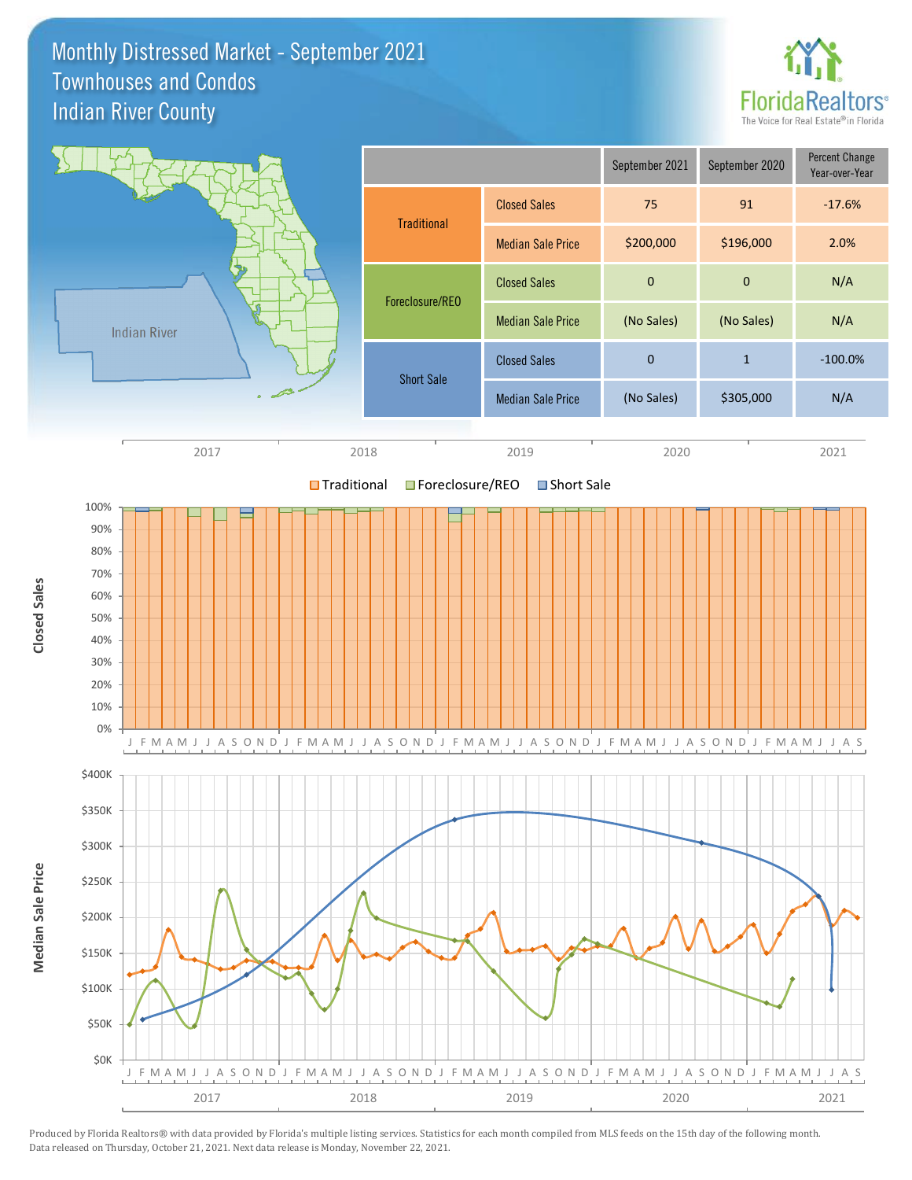# Monthly Distressed Market - September 2021
## Townhouses and Condos
## Indian River County

FloridaRealtors®
The Voice for Real Estate® in Florida

Indian River

| | | September 2021 | September 2020 | Percent Change Year-over-Year |
|---|---|---|---|---|
| Traditional | Closed Sales | 75 | 91 | -17.6% |
| | Median Sale Price | $200,000 | $196,000 | 2.0% |
| Foreclosure/REO | Closed Sales | 0 | 0 | N/A |
| | Median Sale Price | (No Sales) | (No Sales) | N/A |
| Short Sale | Closed Sales | 0 | 1 | -100.0% |
| | Median Sale Price | (No Sales) | $305,000 | N/A |

2017 2018 2019 2020 2021

Traditional Foreclosure/REO Short Sale

Closed Sales

100% 90% 80% 70% 60% 50% 40% 30% 20% 10% 0%

J F M A M J J A S O N D J F M A M J J A S O N D J F M A M J J A S O N D J F M A M J J A S O N D J F M A M J J A S

Median Sale Price

$400K $350K $300K $250K $200K $150K $100K $50K $0K

J F M A M J J A S O N D J F M A M J J A S O N D J F M A M J J A S O N D J F M A M J J A S O N D J F M A M J J A S

2017 2018 2019 2020 2021

Produced by Florida Realtors® with data provided by Florida's multiple listing services. Statistics for each month compiled from MLS feeds on the 15th day of the following month.
Data released on Thursday, October 21, 2021. Next data release is Monday, November 22, 2021.